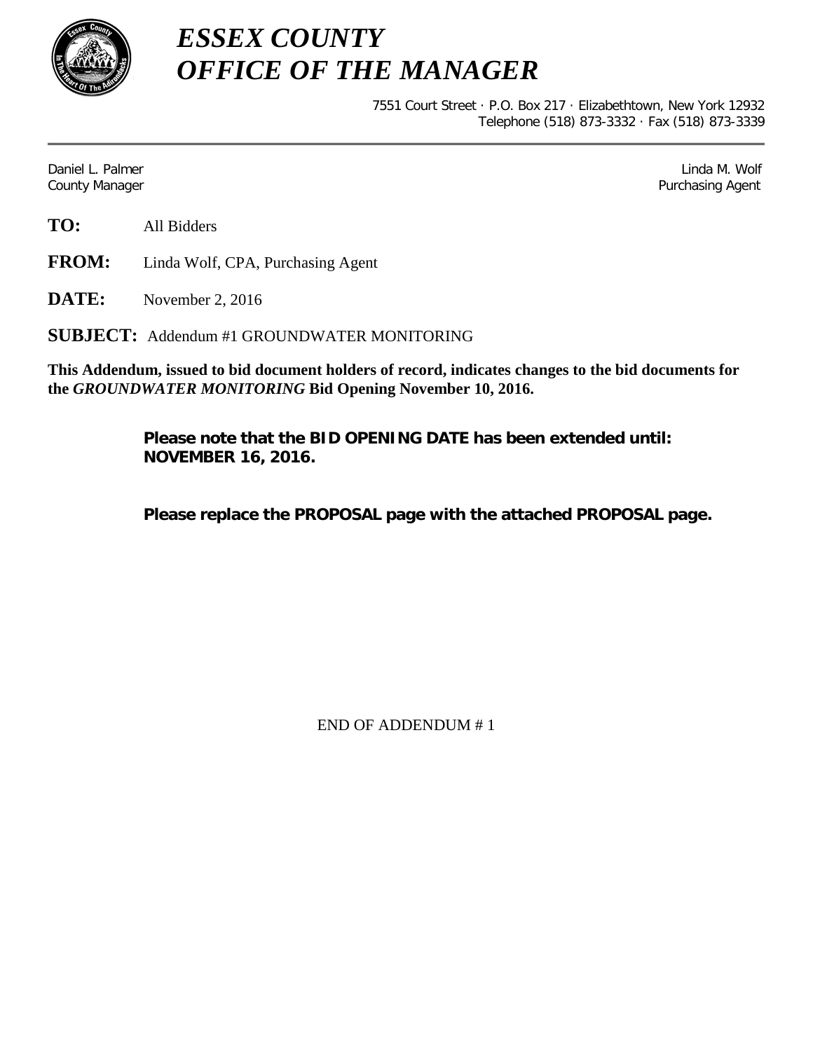# *ESSEX COUNTY*
# *OFFICE OF THE MANAGER*

7551 Court Street · P.O. Box 217 · Elizabethtown, New York 12932
Telephone (518) 873-3332 · Fax (518) 873-3339

---

Daniel L. Palmer
County Manager

Linda M. Wolf
Purchasing Agent

**TO:** All Bidders

**FROM:** Linda Wolf, CPA, Purchasing Agent

**DATE:** November 2, 2016

**SUBJECT:** Addendum #1 GROUNDWATER MONITORING

**This Addendum, issued to bid document holders of record, indicates changes to the bid documents for the *GROUNDWATER MONITORING* Bid Opening November 10, 2016.**

**Please note that the BID OPENING DATE has been extended until: NOVEMBER 16, 2016.**

**Please replace the PROPOSAL page with the attached PROPOSAL page.**

END OF ADDENDUM # 1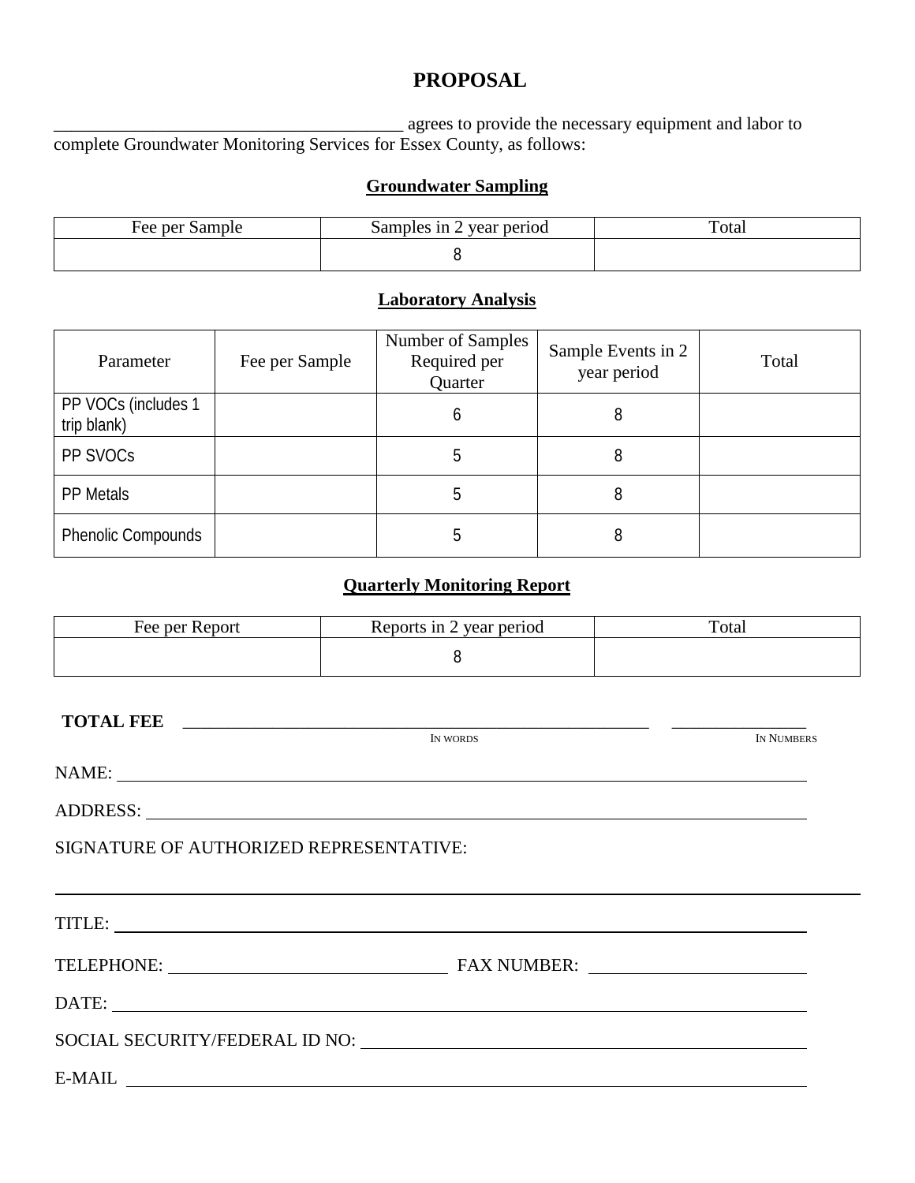# PROPOSAL

_______________________________________ agrees to provide the necessary equipment and labor to complete Groundwater Monitoring Services for Essex County, as follows:

## Groundwater Sampling

| Fee per Sample | Samples in 2 year period | Total |
|---|---|---|
| | 8 | |

## Laboratory Analysis

| Parameter | Fee per Sample | Number of Samples Required per Quarter | Sample Events in 2 year period | Total |
|---|---|---|---|---|
| PP VOCs (includes 1 trip blank) | | 6 | 8 | |
| PP SVOCs | | 5 | 8 | |
| PP Metals | | 5 | 8 | |
| Phenolic Compounds | | 5 | 8 | |

## Quarterly Monitoring Report

| Fee per Report | Reports in 2 year period | Total |
|---|---|---|
| | 8 | |

**TOTAL FEE** _______________________________________________ _______________

IN WORDS IN NUMBERS

NAME: ____________________________________________________________

ADDRESS: ____________________________________________________________

SIGNATURE OF AUTHORIZED REPRESENTATIVE:

____________________________________________________________

TITLE: ____________________________________________________________

TELEPHONE: ____________________________ FAX NUMBER: ______________________

DATE: ____________________________________________________________

SOCIAL SECURITY/FEDERAL ID NO: ___________________________________________

E-MAIL ____________________________________________________________